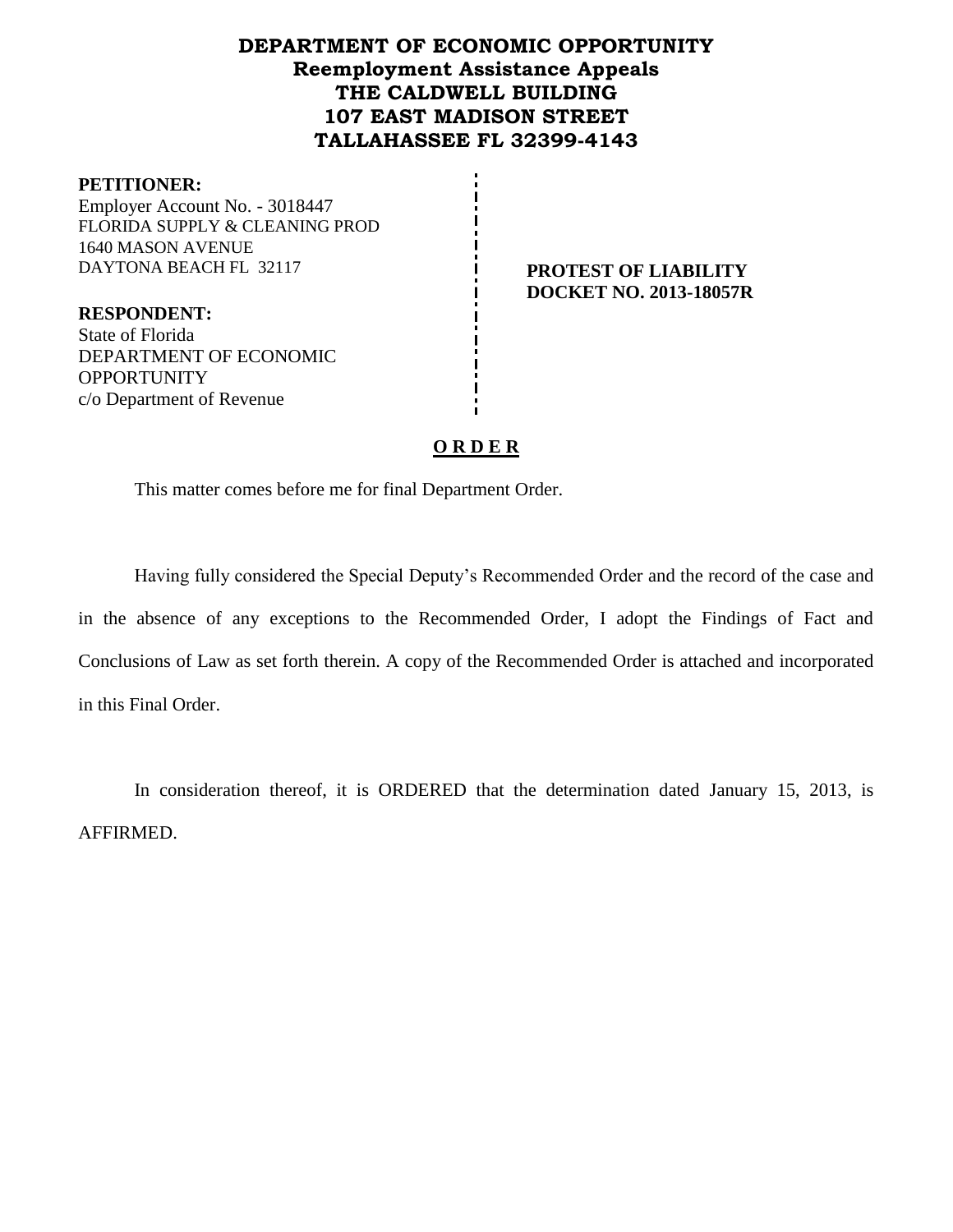# DEPARTMENT OF ECONOMIC OPPORTUNITY
## Reemployment Assistance Appeals
## THE CALDWELL BUILDING
## 107 EAST MADISON STREET
## TALLAHASSEE FL 32399-4143

**PETITIONER:**
Employer Account No. - 3018447
FLORIDA SUPPLY & CLEANING PROD
1640 MASON AVENUE
DAYTONA BEACH FL 32117

**RESPONDENT:**
State of Florida
DEPARTMENT OF ECONOMIC OPPORTUNITY
c/o Department of Revenue

**PROTEST OF LIABILITY**
**DOCKET NO. 2013-18057R**

## O R D E R

This matter comes before me for final Department Order.

Having fully considered the Special Deputy's Recommended Order and the record of the case and in the absence of any exceptions to the Recommended Order, I adopt the Findings of Fact and Conclusions of Law as set forth therein. A copy of the Recommended Order is attached and incorporated in this Final Order.

In consideration thereof, it is ORDERED that the determination dated January 15, 2013, is AFFIRMED.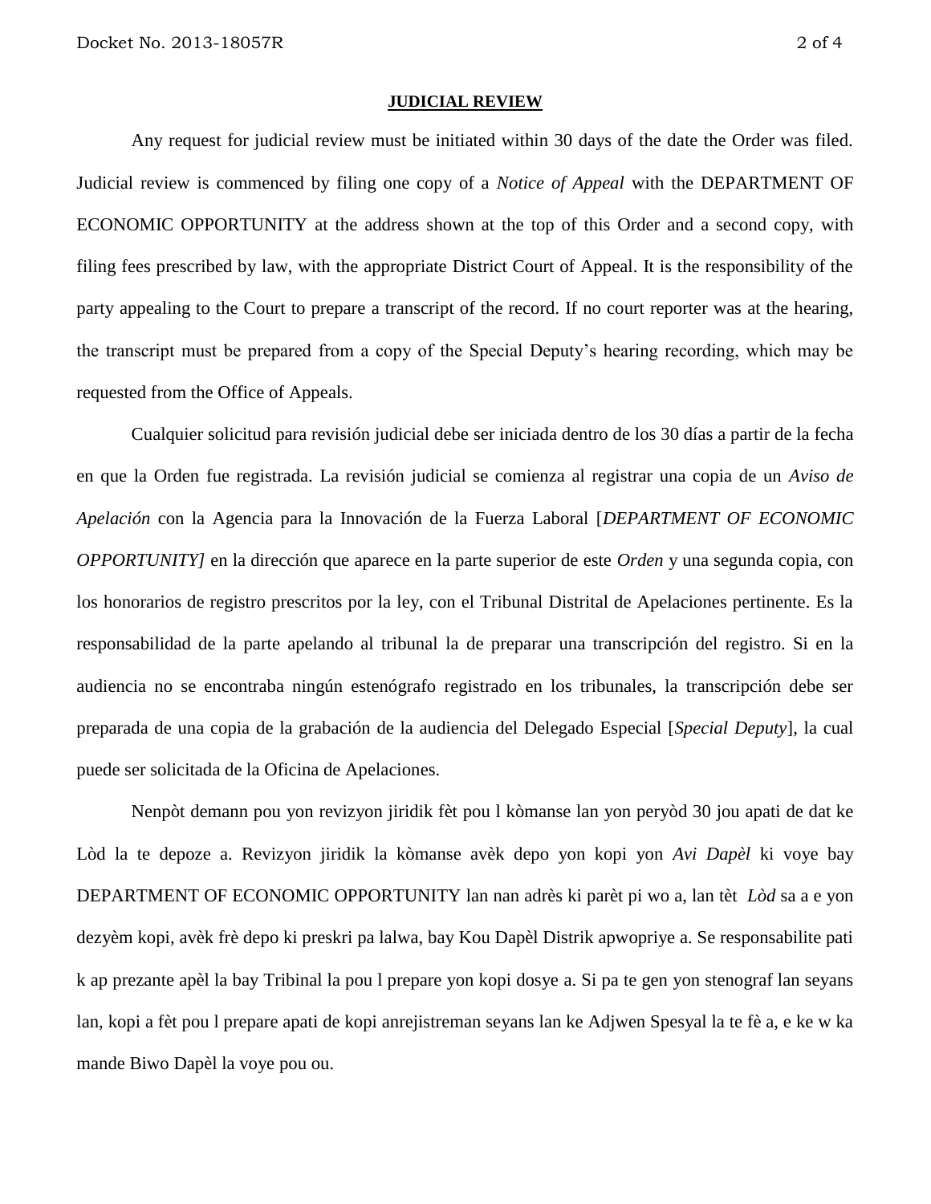**JUDICIAL REVIEW**

Any request for judicial review must be initiated within 30 days of the date the Order was filed. Judicial review is commenced by filing one copy of a *Notice of Appeal* with the DEPARTMENT OF ECONOMIC OPPORTUNITY at the address shown at the top of this Order and a second copy, with filing fees prescribed by law, with the appropriate District Court of Appeal. It is the responsibility of the party appealing to the Court to prepare a transcript of the record. If no court reporter was at the hearing, the transcript must be prepared from a copy of the Special Deputy's hearing recording, which may be requested from the Office of Appeals.

Cualquier solicitud para revisión judicial debe ser iniciada dentro de los 30 días a partir de la fecha en que la Orden fue registrada. La revisión judicial se comienza al registrar una copia de un *Aviso de Apelación* con la Agencia para la Innovación de la Fuerza Laboral [*DEPARTMENT OF ECONOMIC OPPORTUNITY]* en la dirección que aparece en la parte superior de este *Orden* y una segunda copia, con los honorarios de registro prescritos por la ley, con el Tribunal Distrital de Apelaciones pertinente. Es la responsabilidad de la parte apelando al tribunal la de preparar una transcripción del registro. Si en la audiencia no se encontraba ningún estenógrafo registrado en los tribunales, la transcripción debe ser preparada de una copia de la grabación de la audiencia del Delegado Especial [*Special Deputy*], la cual puede ser solicitada de la Oficina de Apelaciones.

Nenpòt demann pou yon revizyon jiridik fèt pou l kòmanse lan yon peryòd 30 jou apati de dat ke Lòd la te depoze a. Revizyon jiridik la kòmanse avèk depo yon kopi yon *Avi Dapèl* ki voye bay DEPARTMENT OF ECONOMIC OPPORTUNITY lan nan adrès ki parèt pi wo a, lan tèt *Lòd* sa a e yon dezyèm kopi, avèk frè depo ki preskri pa lalwa, bay Kou Dapèl Distrik apwopriye a. Se responsabilite pati k ap prezante apèl la bay Tribinal la pou l prepare yon kopi dosye a. Si pa te gen yon stenograf lan seyans lan, kopi a fèt pou l prepare apati de kopi anrejistreman seyans lan ke Adjwen Spesyal la te fè a, e ke w ka mande Biwo Dapèl la voye pou ou.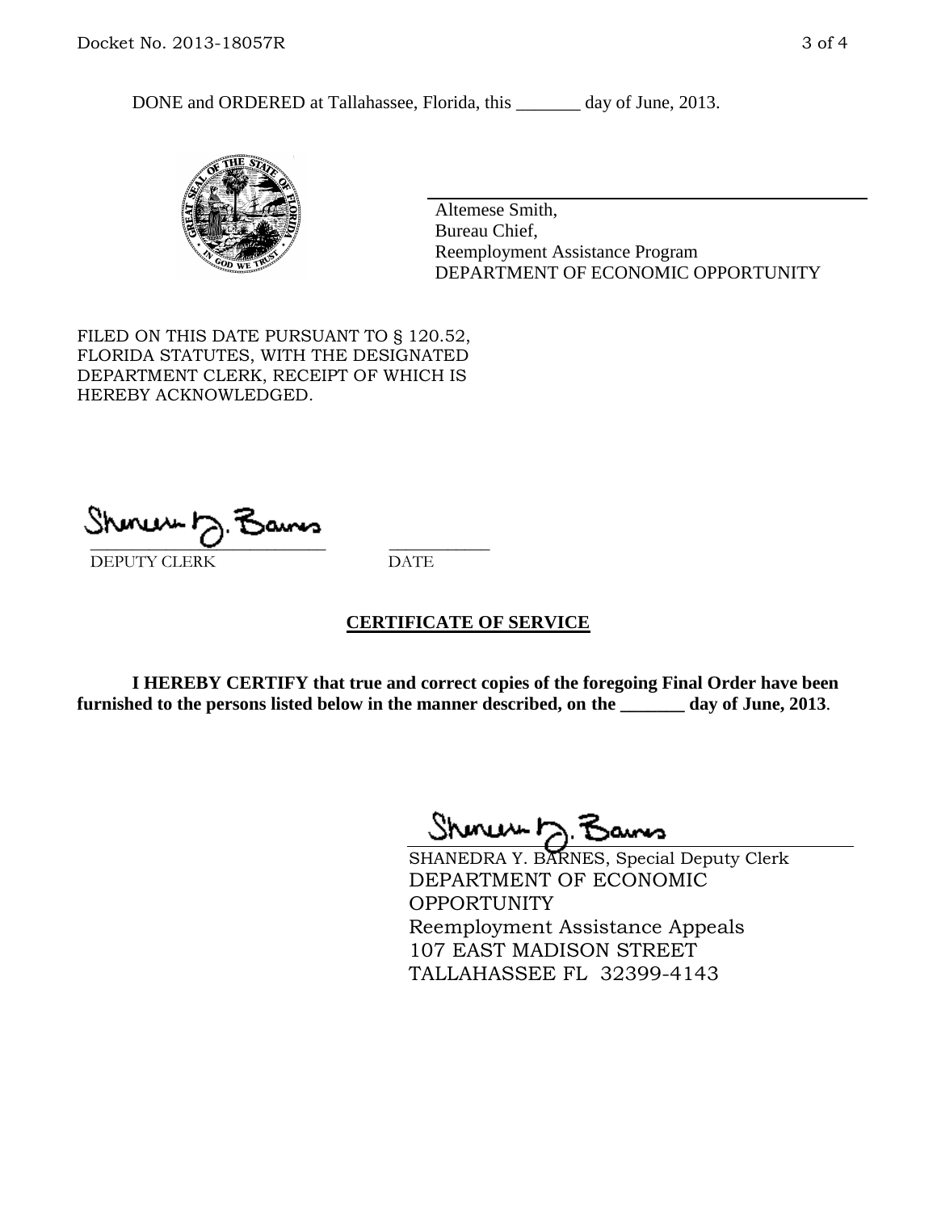DONE and ORDERED at Tallahassee, Florida, this _______ day of June, 2013.

Altemese Smith,
Bureau Chief,
Reemployment Assistance Program
DEPARTMENT OF ECONOMIC OPPORTUNITY

FILED ON THIS DATE PURSUANT TO § 120.52, FLORIDA STATUTES, WITH THE DESIGNATED DEPARTMENT CLERK, RECEIPT OF WHICH IS HEREBY ACKNOWLEDGED.

___________________________ ___________
DEPUTY CLERK DATE

## CERTIFICATE OF SERVICE

**I HEREBY CERTIFY that true and correct copies of the foregoing Final Order have been furnished to the persons listed below in the manner described, on the _______ day of June, 2013.**

SHANEDRA Y. BARNES, Special Deputy Clerk
DEPARTMENT OF ECONOMIC OPPORTUNITY
Reemployment Assistance Appeals
107 EAST MADISON STREET
TALLAHASSEE FL 32399-4143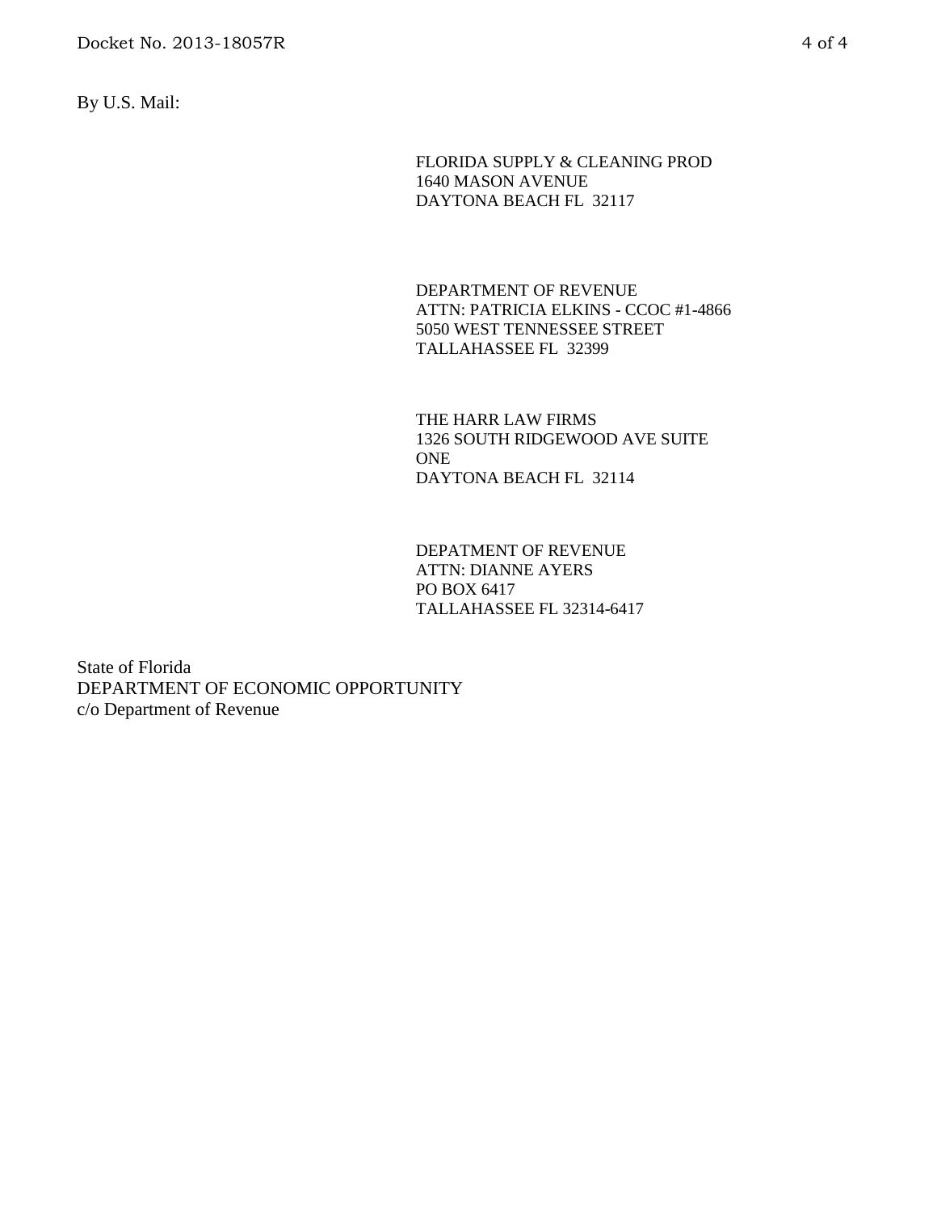By U.S. Mail:

FLORIDA SUPPLY & CLEANING PROD
1640 MASON AVENUE
DAYTONA BEACH FL 32117

DEPARTMENT OF REVENUE
ATTN: PATRICIA ELKINS - CCOC #1-4866
5050 WEST TENNESSEE STREET
TALLAHASSEE FL 32399

THE HARR LAW FIRMS
1326 SOUTH RIDGEWOOD AVE SUITE ONE
DAYTONA BEACH FL 32114

DEPATMENT OF REVENUE
ATTN: DIANNE AYERS
PO BOX 6417
TALLAHASSEE FL 32314-6417

State of Florida
DEPARTMENT OF ECONOMIC OPPORTUNITY
c/o Department of Revenue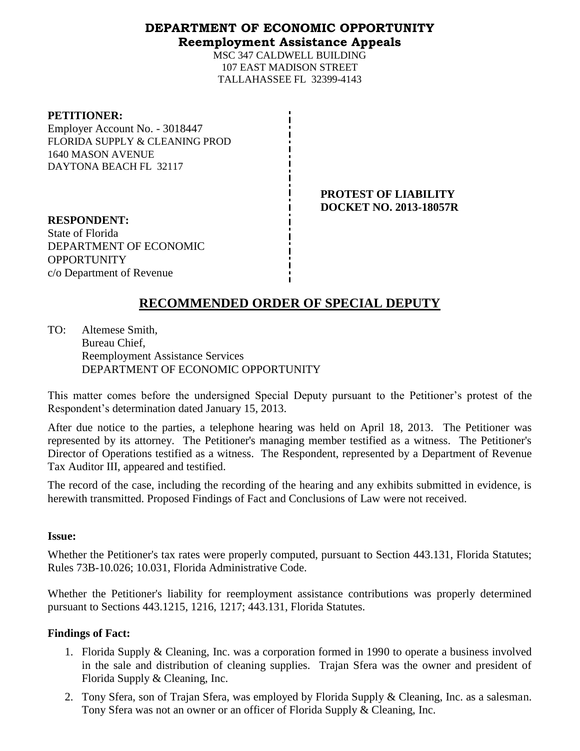# DEPARTMENT OF ECONOMIC OPPORTUNITY
## Reemployment Assistance Appeals

MSC 347 CALDWELL BUILDING
107 EAST MADISON STREET
TALLAHASSEE FL 32399-4143

**PETITIONER:**
Employer Account No. - 3018447
FLORIDA SUPPLY & CLEANING PROD
1640 MASON AVENUE
DAYTONA BEACH FL 32117

**PROTEST OF LIABILITY**
**DOCKET NO. 2013-18057R**

**RESPONDENT:**
State of Florida
DEPARTMENT OF ECONOMIC OPPORTUNITY
c/o Department of Revenue

# RECOMMENDED ORDER OF SPECIAL DEPUTY

TO: Altemese Smith,
Bureau Chief,
Reemployment Assistance Services
DEPARTMENT OF ECONOMIC OPPORTUNITY

This matter comes before the undersigned Special Deputy pursuant to the Petitioner's protest of the Respondent's determination dated January 15, 2013.

After due notice to the parties, a telephone hearing was held on April 18, 2013. The Petitioner was represented by its attorney. The Petitioner's managing member testified as a witness. The Petitioner's Director of Operations testified as a witness. The Respondent, represented by a Department of Revenue Tax Auditor III, appeared and testified.

The record of the case, including the recording of the hearing and any exhibits submitted in evidence, is herewith transmitted. Proposed Findings of Fact and Conclusions of Law were not received.

**Issue:**

Whether the Petitioner's tax rates were properly computed, pursuant to Section 443.131, Florida Statutes; Rules 73B-10.026; 10.031, Florida Administrative Code.

Whether the Petitioner's liability for reemployment assistance contributions was properly determined pursuant to Sections 443.1215, 1216, 1217; 443.131, Florida Statutes.

**Findings of Fact:**

1. Florida Supply & Cleaning, Inc. was a corporation formed in 1990 to operate a business involved in the sale and distribution of cleaning supplies. Trajan Sfera was the owner and president of Florida Supply & Cleaning, Inc.
2. Tony Sfera, son of Trajan Sfera, was employed by Florida Supply & Cleaning, Inc. as a salesman. Tony Sfera was not an owner or an officer of Florida Supply & Cleaning, Inc.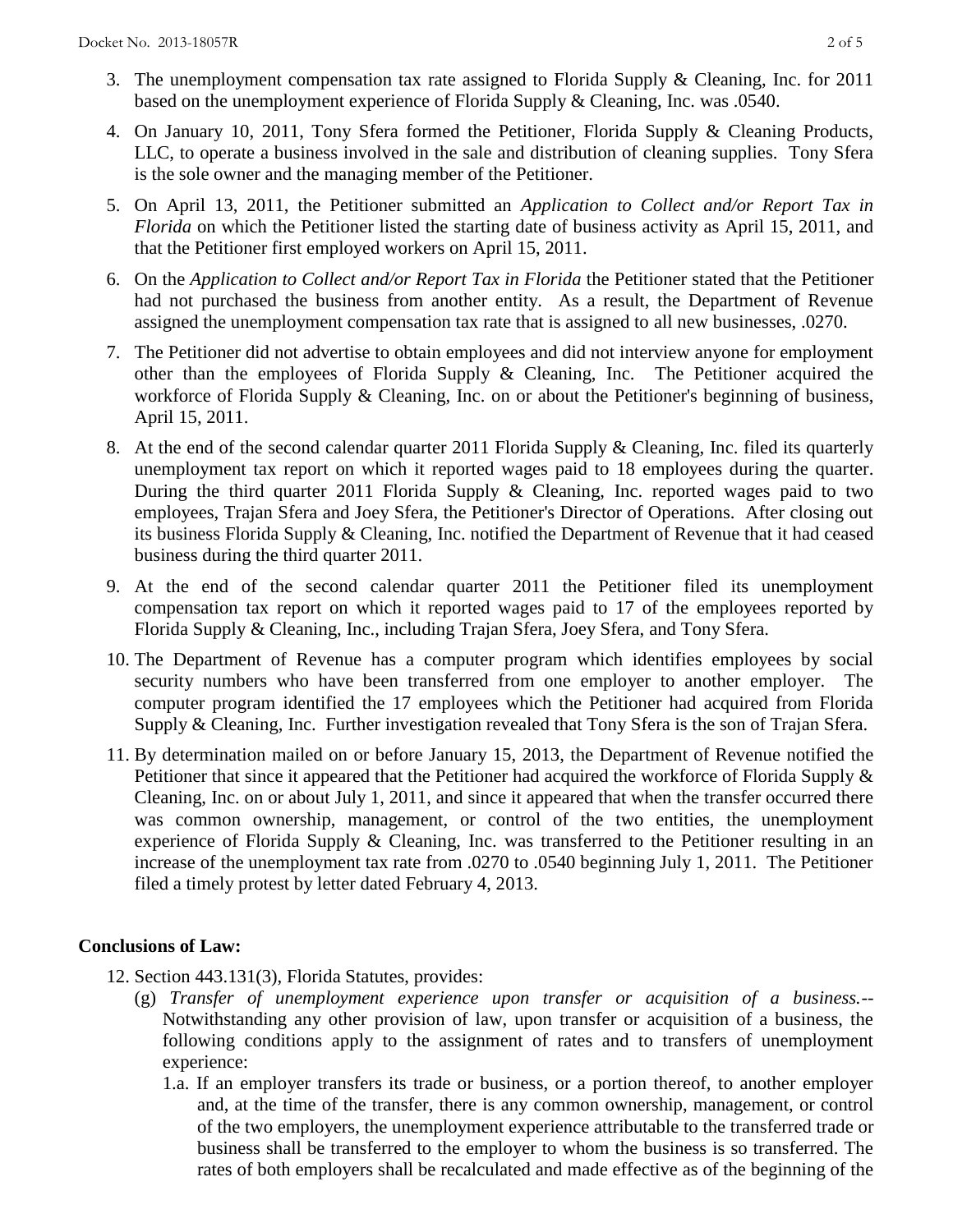3. The unemployment compensation tax rate assigned to Florida Supply & Cleaning, Inc. for 2011 based on the unemployment experience of Florida Supply & Cleaning, Inc. was .0540.

4. On January 10, 2011, Tony Sfera formed the Petitioner, Florida Supply & Cleaning Products, LLC, to operate a business involved in the sale and distribution of cleaning supplies. Tony Sfera is the sole owner and the managing member of the Petitioner.

5. On April 13, 2011, the Petitioner submitted an *Application to Collect and/or Report Tax in Florida* on which the Petitioner listed the starting date of business activity as April 15, 2011, and that the Petitioner first employed workers on April 15, 2011.

6. On the *Application to Collect and/or Report Tax in Florida* the Petitioner stated that the Petitioner had not purchased the business from another entity. As a result, the Department of Revenue assigned the unemployment compensation tax rate that is assigned to all new businesses, .0270.

7. The Petitioner did not advertise to obtain employees and did not interview anyone for employment other than the employees of Florida Supply & Cleaning, Inc. The Petitioner acquired the workforce of Florida Supply & Cleaning, Inc. on or about the Petitioner's beginning of business, April 15, 2011.

8. At the end of the second calendar quarter 2011 Florida Supply & Cleaning, Inc. filed its quarterly unemployment tax report on which it reported wages paid to 18 employees during the quarter. During the third quarter 2011 Florida Supply & Cleaning, Inc. reported wages paid to two employees, Trajan Sfera and Joey Sfera, the Petitioner's Director of Operations. After closing out its business Florida Supply & Cleaning, Inc. notified the Department of Revenue that it had ceased business during the third quarter 2011.

9. At the end of the second calendar quarter 2011 the Petitioner filed its unemployment compensation tax report on which it reported wages paid to 17 of the employees reported by Florida Supply & Cleaning, Inc., including Trajan Sfera, Joey Sfera, and Tony Sfera.

10. The Department of Revenue has a computer program which identifies employees by social security numbers who have been transferred from one employer to another employer. The computer program identified the 17 employees which the Petitioner had acquired from Florida Supply & Cleaning, Inc. Further investigation revealed that Tony Sfera is the son of Trajan Sfera.

11. By determination mailed on or before January 15, 2013, the Department of Revenue notified the Petitioner that since it appeared that the Petitioner had acquired the workforce of Florida Supply & Cleaning, Inc. on or about July 1, 2011, and since it appeared that when the transfer occurred there was common ownership, management, or control of the two entities, the unemployment experience of Florida Supply & Cleaning, Inc. was transferred to the Petitioner resulting in an increase of the unemployment tax rate from .0270 to .0540 beginning July 1, 2011. The Petitioner filed a timely protest by letter dated February 4, 2013.

## Conclusions of Law:

12. Section 443.131(3), Florida Statutes, provides:
    (g) *Transfer of unemployment experience upon transfer or acquisition of a business.*-- Notwithstanding any other provision of law, upon transfer or acquisition of a business, the following conditions apply to the assignment of rates and to transfers of unemployment experience:
    1.a. If an employer transfers its trade or business, or a portion thereof, to another employer and, at the time of the transfer, there is any common ownership, management, or control of the two employers, the unemployment experience attributable to the transferred trade or business shall be transferred to the employer to whom the business is so transferred. The rates of both employers shall be recalculated and made effective as of the beginning of the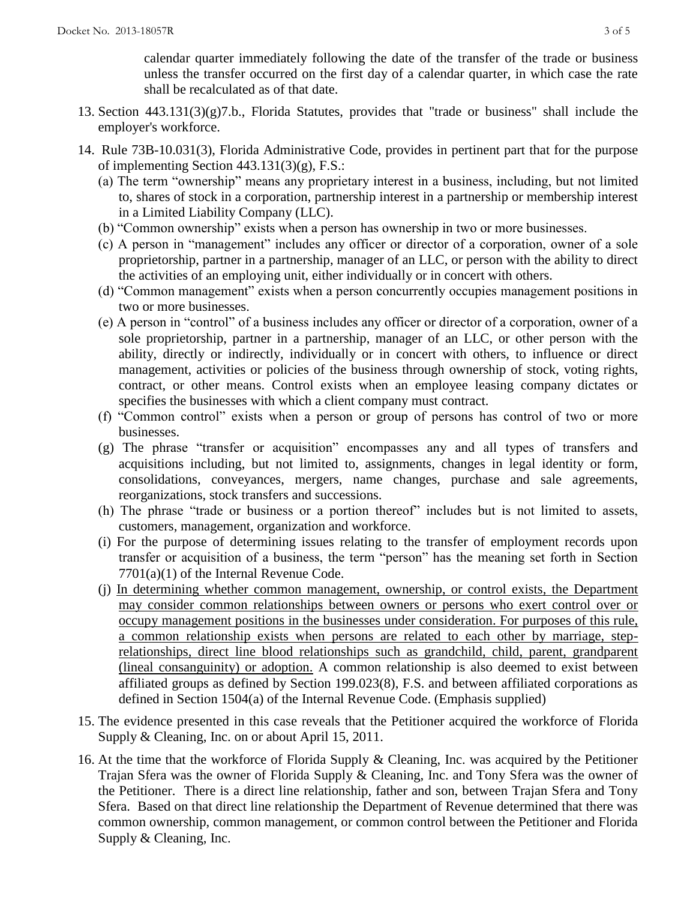calendar quarter immediately following the date of the transfer of the trade or business unless the transfer occurred on the first day of a calendar quarter, in which case the rate shall be recalculated as of that date.

13. Section 443.131(3)(g)7.b., Florida Statutes, provides that "trade or business" shall include the employer's workforce.

14. Rule 73B-10.031(3), Florida Administrative Code, provides in pertinent part that for the purpose of implementing Section 443.131(3)(g), F.S.:
    (a) The term "ownership" means any proprietary interest in a business, including, but not limited to, shares of stock in a corporation, partnership interest in a partnership or membership interest in a Limited Liability Company (LLC).
    (b) "Common ownership" exists when a person has ownership in two or more businesses.
    (c) A person in "management" includes any officer or director of a corporation, owner of a sole proprietorship, partner in a partnership, manager of an LLC, or person with the ability to direct the activities of an employing unit, either individually or in concert with others.
    (d) "Common management" exists when a person concurrently occupies management positions in two or more businesses.
    (e) A person in "control" of a business includes any officer or director of a corporation, owner of a sole proprietorship, partner in a partnership, manager of an LLC, or other person with the ability, directly or indirectly, individually or in concert with others, to influence or direct management, activities or policies of the business through ownership of stock, voting rights, contract, or other means. Control exists when an employee leasing company dictates or specifies the businesses with which a client company must contract.
    (f) "Common control" exists when a person or group of persons has control of two or more businesses.
    (g) The phrase "transfer or acquisition" encompasses any and all types of transfers and acquisitions including, but not limited to, assignments, changes in legal identity or form, consolidations, conveyances, mergers, name changes, purchase and sale agreements, reorganizations, stock transfers and successions.
    (h) The phrase "trade or business or a portion thereof" includes but is not limited to assets, customers, management, organization and workforce.
    (i) For the purpose of determining issues relating to the transfer of employment records upon transfer or acquisition of a business, the term "person" has the meaning set forth in Section 7701(a)(1) of the Internal Revenue Code.
    (j) <u>In determining whether common management, ownership, or control exists, the Department may consider common relationships between owners or persons who exert control over or occupy management positions in the businesses under consideration. For purposes of this rule, a common relationship exists when persons are related to each other by marriage, step-relationships, direct line blood relationships such as grandchild, child, parent, grandparent (lineal consanguinity) or adoption.</u> A common relationship is also deemed to exist between affiliated groups as defined by Section 199.023(8), F.S. and between affiliated corporations as defined in Section 1504(a) of the Internal Revenue Code. (Emphasis supplied)

15. The evidence presented in this case reveals that the Petitioner acquired the workforce of Florida Supply & Cleaning, Inc. on or about April 15, 2011.

16. At the time that the workforce of Florida Supply & Cleaning, Inc. was acquired by the Petitioner Trajan Sfera was the owner of Florida Supply & Cleaning, Inc. and Tony Sfera was the owner of the Petitioner. There is a direct line relationship, father and son, between Trajan Sfera and Tony Sfera. Based on that direct line relationship the Department of Revenue determined that there was common ownership, common management, or common control between the Petitioner and Florida Supply & Cleaning, Inc.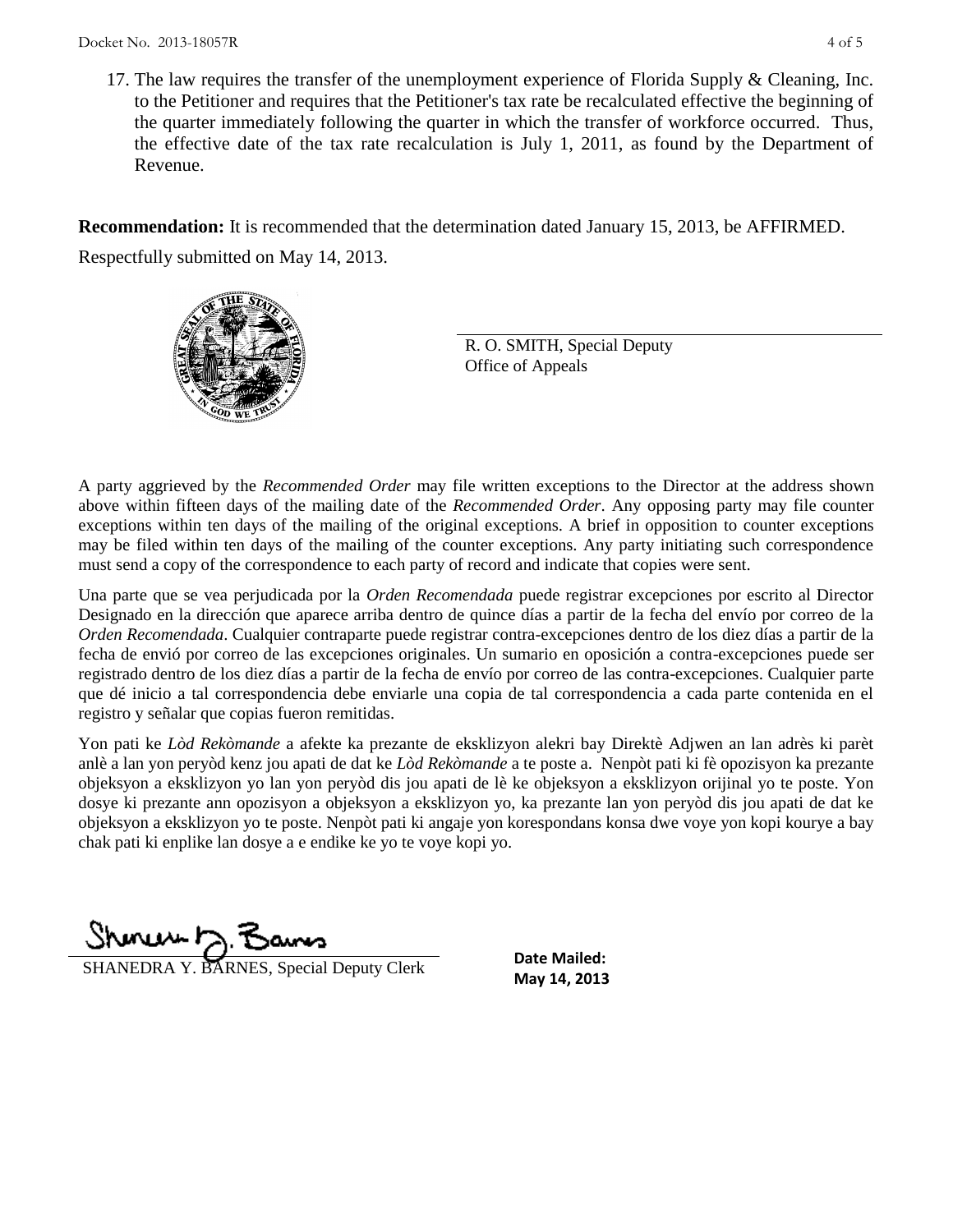17. The law requires the transfer of the unemployment experience of Florida Supply & Cleaning, Inc. to the Petitioner and requires that the Petitioner's tax rate be recalculated effective the beginning of the quarter immediately following the quarter in which the transfer of workforce occurred. Thus, the effective date of the tax rate recalculation is July 1, 2011, as found by the Department of Revenue.

**Recommendation:** It is recommended that the determination dated January 15, 2013, be AFFIRMED.

Respectfully submitted on May 14, 2013.

R. O. SMITH, Special Deputy
Office of Appeals

A party aggrieved by the *Recommended Order* may file written exceptions to the Director at the address shown above within fifteen days of the mailing date of the *Recommended Order*. Any opposing party may file counter exceptions within ten days of the mailing of the original exceptions. A brief in opposition to counter exceptions may be filed within ten days of the mailing of the counter exceptions. Any party initiating such correspondence must send a copy of the correspondence to each party of record and indicate that copies were sent.

Una parte que se vea perjudicada por la *Orden Recomendada* puede registrar excepciones por escrito al Director Designado en la dirección que aparece arriba dentro de quince días a partir de la fecha del envío por correo de la *Orden Recomendada*. Cualquier contraparte puede registrar contra-excepciones dentro de los diez días a partir de la fecha de envió por correo de las excepciones originales. Un sumario en oposición a contra-excepciones puede ser registrado dentro de los diez días a partir de la fecha de envío por correo de las contra-excepciones. Cualquier parte que dé inicio a tal correspondencia debe enviarle una copia de tal correspondencia a cada parte contenida en el registro y señalar que copias fueron remitidas.

Yon pati ke *Lòd Rekòmande* a afekte ka prezante de eksklizyon alekri bay Direktè Adjwen an lan adrès ki parèt anlè a lan yon peryòd kenz jou apati de dat ke *Lòd Rekòmande* a te poste a. Nenpòt pati ki fè opozisyon ka prezante objeksyon a eksklizyon yo lan yon peryòd dis jou apati de lè ke objeksyon a eksklizyon orijinal yo te poste. Yon dosye ki prezante ann opozisyon a objeksyon a eksklizyon yo, ka prezante lan yon peryòd dis jou apati de dat ke objeksyon a eksklizyon yo te poste. Nenpòt pati ki angaje yon korespondans konsa dwe voye yon kopi kourye a bay chak pati ki enplike lan dosye a e endike ke yo te voye kopi yo.

SHANEDRA Y. BARNES, Special Deputy Clerk

**Date Mailed:**
**May 14, 2013**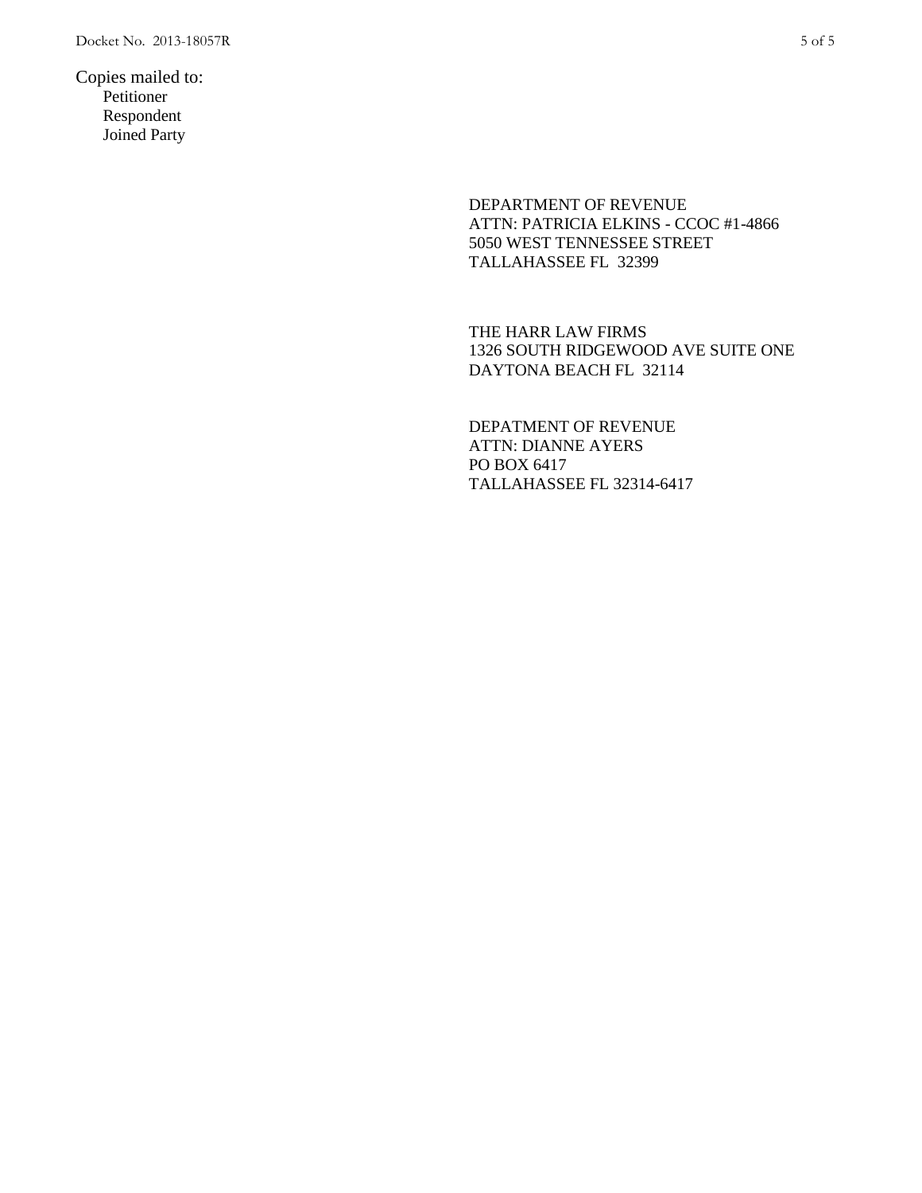Copies mailed to:

Petitioner
Respondent
Joined Party

DEPARTMENT OF REVENUE
ATTN: PATRICIA ELKINS - CCOC #1-4866
5050 WEST TENNESSEE STREET
TALLAHASSEE FL 32399

THE HARR LAW FIRMS
1326 SOUTH RIDGEWOOD AVE SUITE ONE
DAYTONA BEACH FL 32114

DEPATMENT OF REVENUE
ATTN: DIANNE AYERS
PO BOX 6417
TALLAHASSEE FL 32314-6417